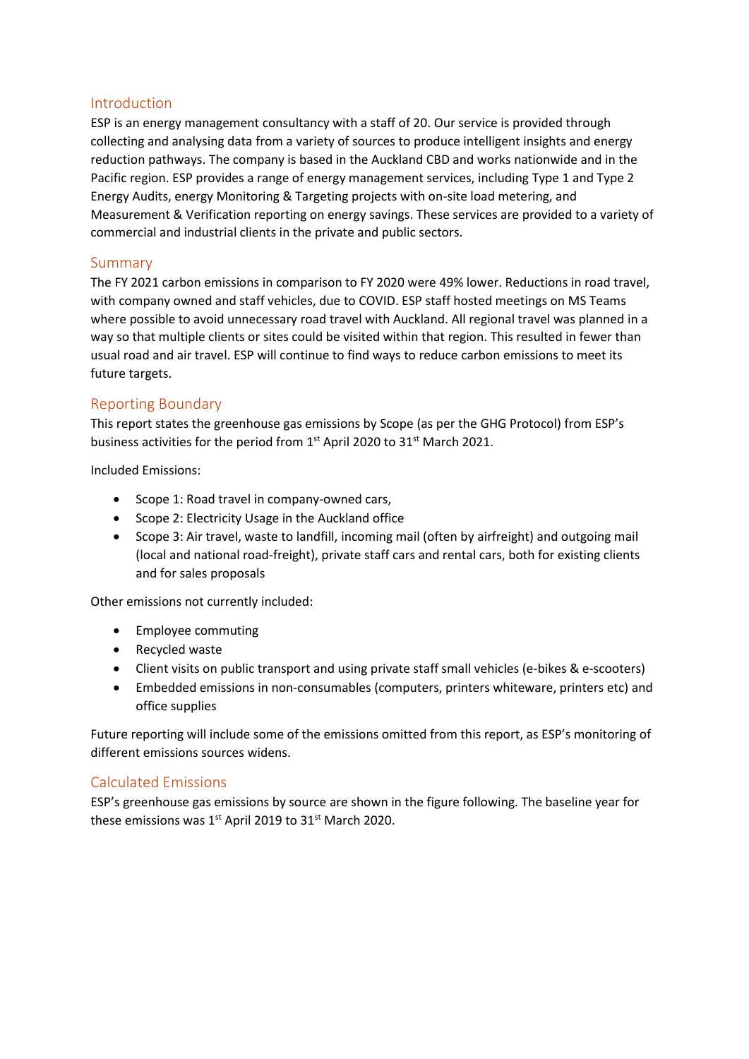## Introduction

ESP is an energy management consultancy with a staff of 20. Our service is provided through collecting and analysing data from a variety of sources to produce intelligent insights and energy reduction pathways. The company is based in the Auckland CBD and works nationwide and in the Pacific region. ESP provides a range of energy management services, including Type 1 and Type 2 Energy Audits, energy Monitoring & Targeting projects with on-site load metering, and Measurement & Verification reporting on energy savings. These services are provided to a variety of commercial and industrial clients in the private and public sectors.

## Summary

The FY 2021 carbon emissions in comparison to FY 2020 were 49% lower. Reductions in road travel, with company owned and staff vehicles, due to COVID. ESP staff hosted meetings on MS Teams where possible to avoid unnecessary road travel with Auckland. All regional travel was planned in a way so that multiple clients or sites could be visited within that region. This resulted in fewer than usual road and air travel. ESP will continue to find ways to reduce carbon emissions to meet its future targets.

## Reporting Boundary

This report states the greenhouse gas emissions by Scope (as per the GHG Protocol) from ESP's business activities for the period from 1st April 2020 to 31st March 2021.

Included Emissions:

- Scope 1: Road travel in company-owned cars,
- Scope 2: Electricity Usage in the Auckland office
- Scope 3: Air travel, waste to landfill, incoming mail (often by airfreight) and outgoing mail (local and national road-freight), private staff cars and rental cars, both for existing clients and for sales proposals

Other emissions not currently included:

- Employee commuting
- Recycled waste
- Client visits on public transport and using private staff small vehicles (e-bikes & e-scooters)
- Embedded emissions in non-consumables (computers, printers whiteware, printers etc) and office supplies

Future reporting will include some of the emissions omitted from this report, as ESP's monitoring of different emissions sources widens.

## Calculated Emissions

ESP's greenhouse gas emissions by source are shown in the figure following. The baseline year for these emissions was 1st April 2019 to 31st March 2020.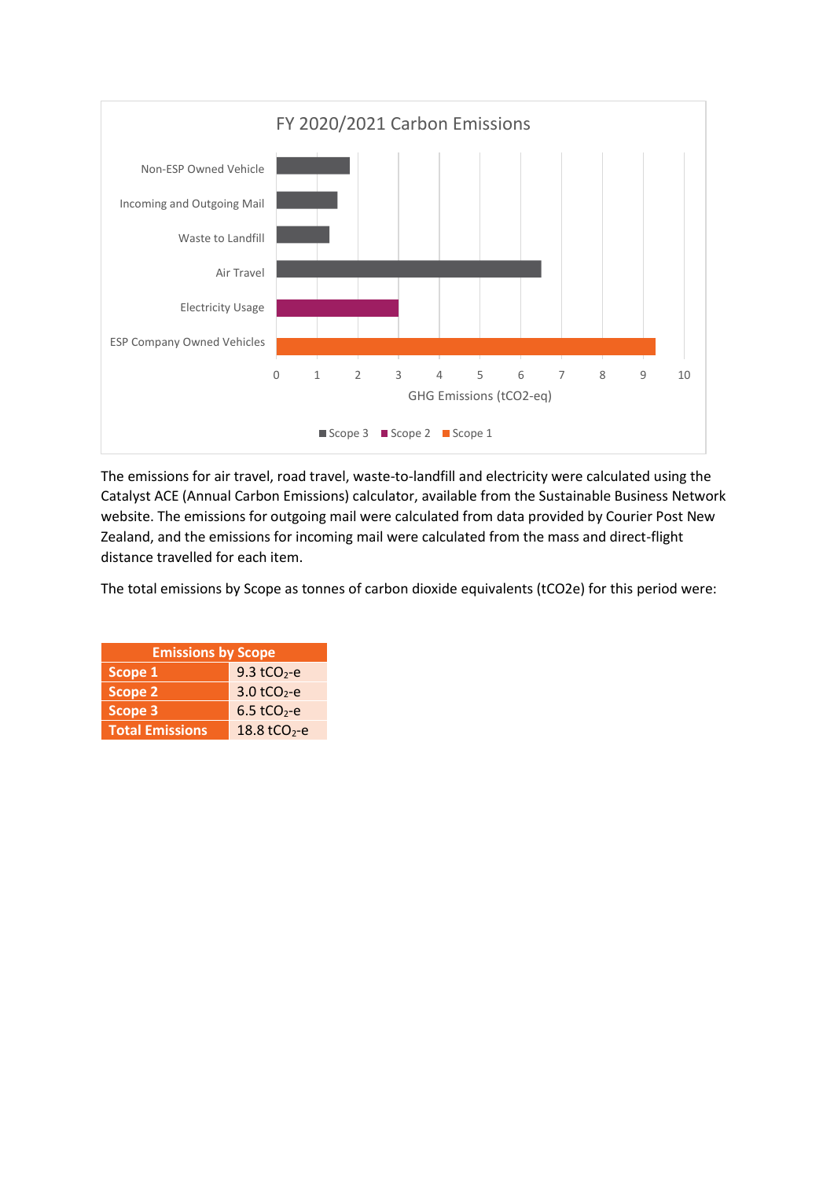FY 2020/2021 Carbon Emissions

Non-ESP Owned Vehicle

Incoming and Outgoing Mail

Waste to Landfill

Air Travel

Electricity Usage

ESP Company Owned Vehicles

0 1 2 3 4 5 6 7 8 9 10

GHG Emissions (tCO2-eq)

Scope 3 Scope 2 Scope 1

The emissions for air travel, road travel, waste-to-landfill and electricity were calculated using the Catalyst ACE (Annual Carbon Emissions) calculator, available from the Sustainable Business Network website. The emissions for outgoing mail were calculated from data provided by Courier Post New Zealand, and the emissions for incoming mail were calculated from the mass and direct-flight distance travelled for each item.

The total emissions by Scope as tonnes of carbon dioxide equivalents (tCO2e) for this period were:

| Emissions by Scope | |
|---|---|
| **Scope 1** | 9.3 $tCO_2$-e |
| **Scope 2** | 3.0 $tCO_2$-e |
| **Scope 3** | 6.5 $tCO_2$-e |
| **Total Emissions** | 18.8 $tCO_2$-e |